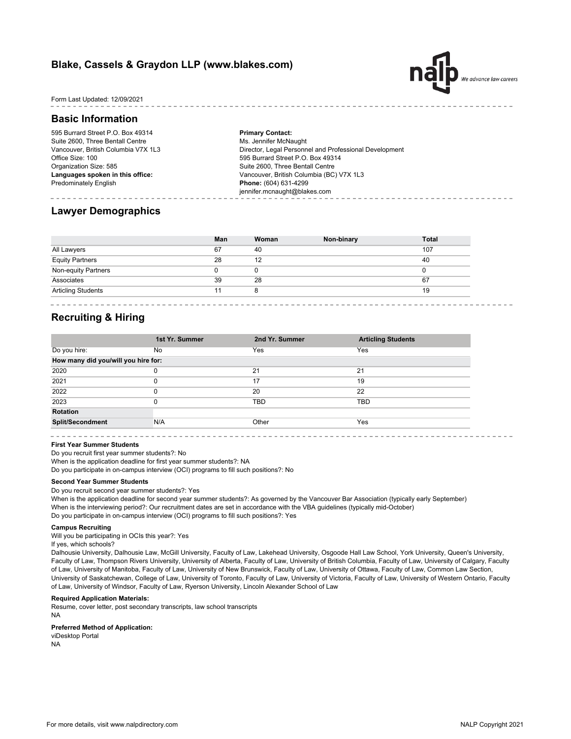## Blake, Cassels & Graydon LLP (www.blakes.com)

Form Last Updated: 12/09/2021

## Basic Information

595 Burrard Street P.O. Box 49314
Suite 2600, Three Bentall Centre
Vancouver, British Columbia V7X 1L3
Office Size: 100
Organization Size: 585
**Languages spoken in this office:**
Predominately English

**Primary Contact:**
Ms. Jennifer McNaught
Director, Legal Personnel and Professional Development
595 Burrard Street P.O. Box 49314
Suite 2600, Three Bentall Centre
Vancouver, British Columbia (BC) V7X 1L3
**Phone:** (604) 631-4299
jennifer.mcnaught@blakes.com

## Lawyer Demographics

| | Man | Woman | Non-binary | Total |
|---|---|---|---|---|
| All Lawyers | 67 | 40 | | 107 |
| Equity Partners | 28 | 12 | | 40 |
| Non-equity Partners | 0 | 0 | | 0 |
| Associates | 39 | 28 | | 67 |
| Articling Students | 11 | 8 | | 19 |

## Recruiting & Hiring

| | 1st Yr. Summer | 2nd Yr. Summer | Articling Students |
|---|---|---|---|
| Do you hire: | No | Yes | Yes |
| **How many did you/will you hire for:** | | | |
| 2020 | 0 | 21 | 21 |
| 2021 | 0 | 17 | 19 |
| 2022 | 0 | 20 | 22 |
| 2023 | 0 | TBD | TBD |
| **Rotation** | | | |
| **Split/Secondment** | N/A | Other | Yes |

**First Year Summer Students**

Do you recruit first year summer students?: No
When is the application deadline for first year summer students?: NA
Do you participate in on-campus interview (OCI) programs to fill such positions?: No

**Second Year Summer Students**

Do you recruit second year summer students?: Yes
When is the application deadline for second year summer students?: As governed by the Vancouver Bar Association (typically early September)
When is the interviewing period?: Our recruitment dates are set in accordance with the VBA guidelines (typically mid-October)
Do you participate in on-campus interview (OCI) programs to fill such positions?: Yes

**Campus Recruiting**

Will you be participating in OCIs this year?: Yes
If yes, which schools?
Dalhousie University, Dalhousie Law, McGill University, Faculty of Law, Lakehead University, Osgoode Hall Law School, York University, Queen's University, Faculty of Law, Thompson Rivers University, University of Alberta, Faculty of Law, University of British Columbia, Faculty of Law, University of Calgary, Faculty of Law, University of Manitoba, Faculty of Law, University of New Brunswick, Faculty of Law, University of Ottawa, Faculty of Law, Common Law Section, University of Saskatchewan, College of Law, University of Toronto, Faculty of Law, University of Victoria, Faculty of Law, University of Western Ontario, Faculty of Law, University of Windsor, Faculty of Law, Ryerson University, Lincoln Alexander School of Law

**Required Application Materials:**

Resume, cover letter, post secondary transcripts, law school transcripts
NA

**Preferred Method of Application:**

viDesktop Portal
NA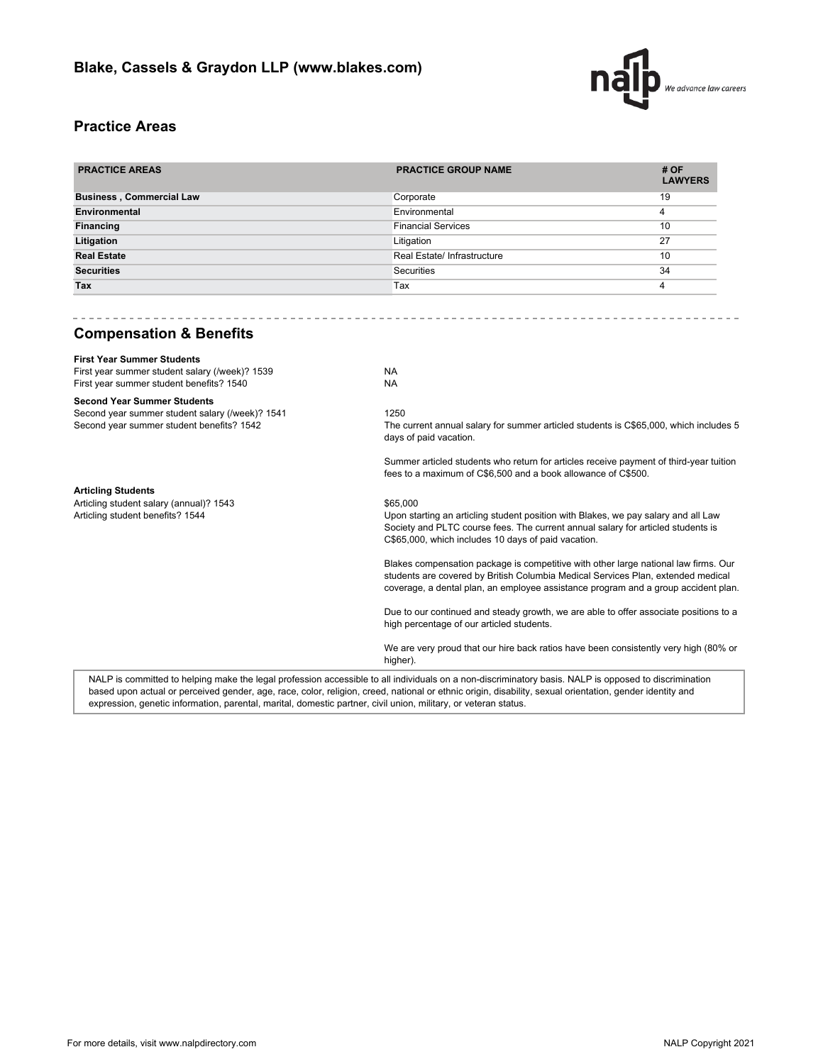## Blake, Cassels & Graydon LLP (www.blakes.com)

### Practice Areas

| PRACTICE AREAS | PRACTICE GROUP NAME | # OF LAWYERS |
|---|---|---|
| **Business , Commercial Law** | Corporate | 19 |
| **Environmental** | Environmental | 4 |
| **Financing** | Financial Services | 10 |
| **Litigation** | Litigation | 27 |
| **Real Estate** | Real Estate/ Infrastructure | 10 |
| **Securities** | Securities | 34 |
| **Tax** | Tax | 4 |

### Compensation & Benefits

**First Year Summer Students**

First year summer student salary (/week)? 1539: NA

First year summer student benefits? 1540: NA

**Second Year Summer Students**

Second year summer student salary (/week)? 1541: 1250

Second year summer student benefits? 1542: The current annual salary for summer articled students is C$65,000, which includes 5 days of paid vacation.

Summer articled students who return for articles receive payment of third-year tuition fees to a maximum of C$6,500 and a book allowance of C$500.

**Articling Students**

Articling student salary (annual)? 1543: $65,000

Articling student benefits? 1544: Upon starting an articling student position with Blakes, we pay salary and all Law Society and PLTC course fees. The current annual salary for articled students is C$65,000, which includes 10 days of paid vacation.

Blakes compensation package is competitive with other large national law firms. Our students are covered by British Columbia Medical Services Plan, extended medical coverage, a dental plan, an employee assistance program and a group accident plan.

Due to our continued and steady growth, we are able to offer associate positions to a high percentage of our articled students.

We are very proud that our hire back ratios have been consistently very high (80% or higher).

NALP is committed to helping make the legal profession accessible to all individuals on a non-discriminatory basis. NALP is opposed to discrimination based upon actual or perceived gender, age, race, color, religion, creed, national or ethnic origin, disability, sexual orientation, gender identity and expression, genetic information, parental, marital, domestic partner, civil union, military, or veteran status.